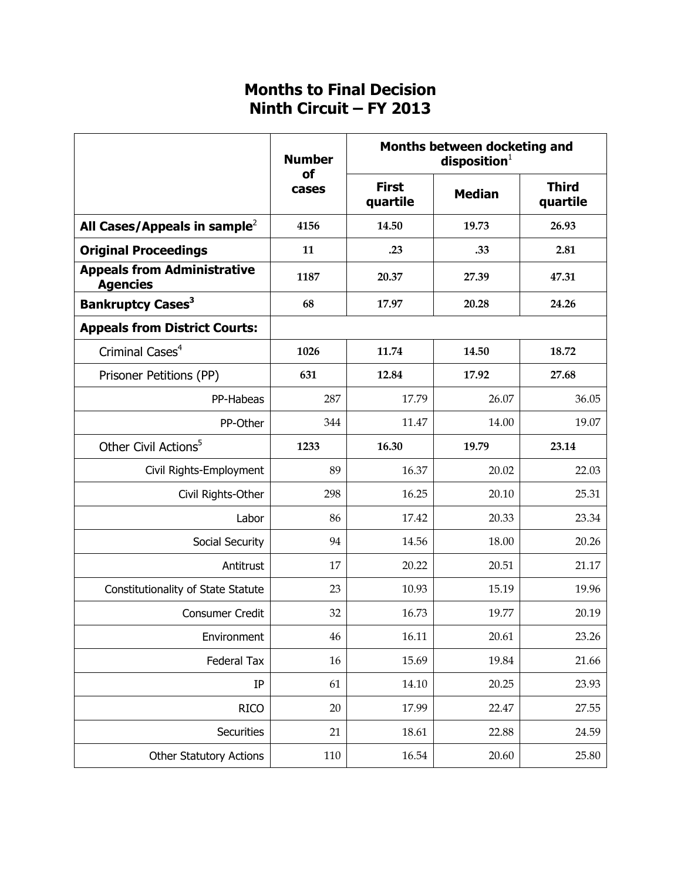# Months to Final Decision
# Ninth Circuit – FY 2013

| | Number of cases | Months between docketing and disposition[1] | | |
|---|---|---|---|---|
| | | First quartile | Median | Third quartile |
| **All Cases/Appeals in sample**[2] | **4156** | **14.50** | **19.73** | **26.93** |
| **Original Proceedings** | **11** | **.23** | **.33** | **2.81** |
| **Appeals from Administrative Agencies** | **1187** | **20.37** | **27.39** | **47.31** |
| **Bankruptcy Cases**[3] | **68** | **17.97** | **20.28** | **24.26** |
| **Appeals from District Courts:** | | | | |
| Criminal Cases[4] | **1026** | **11.74** | **14.50** | **18.72** |
| Prisoner Petitions (PP) | **631** | **12.84** | **17.92** | **27.68** |
| PP-Habeas | 287 | 17.79 | 26.07 | 36.05 |
| PP-Other | 344 | 11.47 | 14.00 | 19.07 |
| Other Civil Actions[5] | **1233** | **16.30** | **19.79** | **23.14** |
| Civil Rights-Employment | 89 | 16.37 | 20.02 | 22.03 |
| Civil Rights-Other | 298 | 16.25 | 20.10 | 25.31 |
| Labor | 86 | 17.42 | 20.33 | 23.34 |
| Social Security | 94 | 14.56 | 18.00 | 20.26 |
| Antitrust | 17 | 20.22 | 20.51 | 21.17 |
| Constitutionality of State Statute | 23 | 10.93 | 15.19 | 19.96 |
| Consumer Credit | 32 | 16.73 | 19.77 | 20.19 |
| Environment | 46 | 16.11 | 20.61 | 23.26 |
| Federal Tax | 16 | 15.69 | 19.84 | 21.66 |
| IP | 61 | 14.10 | 20.25 | 23.93 |
| RICO | 20 | 17.99 | 22.47 | 27.55 |
| Securities | 21 | 18.61 | 22.88 | 24.59 |
| Other Statutory Actions | 110 | 16.54 | 20.60 | 25.80 |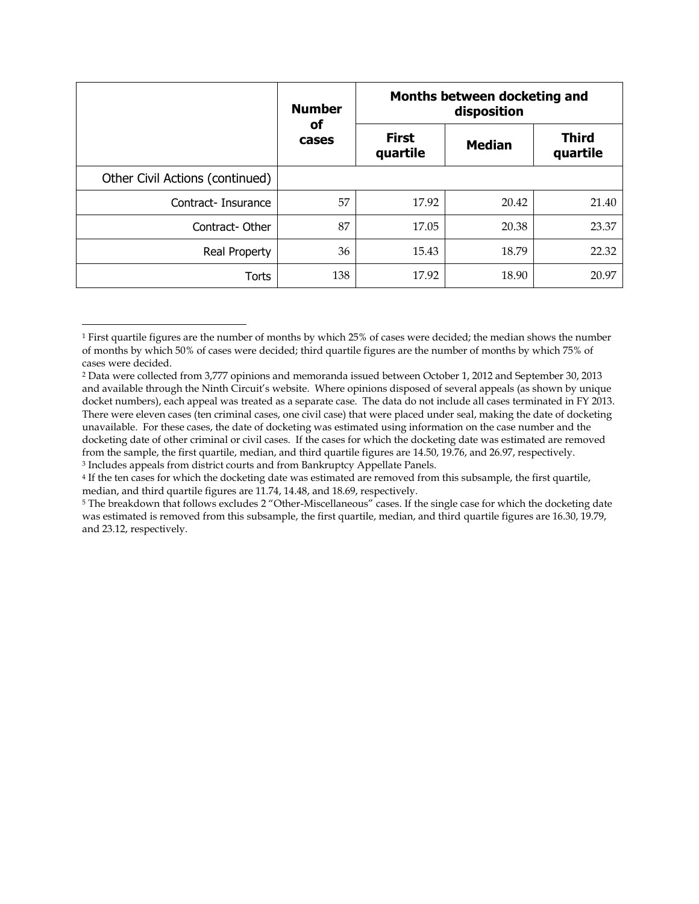| | Number of cases | Months between docketing and disposition | | |
|---|---|---|---|---|
| | | First quartile | Median | Third quartile |
| Other Civil Actions (continued) | | | | |
| Contract- Insurance | 57 | 17.92 | 20.42 | 21.40 |
| Contract- Other | 87 | 17.05 | 20.38 | 23.37 |
| Real Property | 36 | 15.43 | 18.79 | 22.32 |
| Torts | 138 | 17.92 | 18.90 | 20.97 |

[1] First quartile figures are the number of months by which 25% of cases were decided; the median shows the number of months by which 50% of cases were decided; third quartile figures are the number of months by which 75% of cases were decided.

[2] Data were collected from 3,777 opinions and memoranda issued between October 1, 2012 and September 30, 2013 and available through the Ninth Circuit's website. Where opinions disposed of several appeals (as shown by unique docket numbers), each appeal was treated as a separate case. The data do not include all cases terminated in FY 2013. There were eleven cases (ten criminal cases, one civil case) that were placed under seal, making the date of docketing unavailable. For these cases, the date of docketing was estimated using information on the case number and the docketing date of other criminal or civil cases. If the cases for which the docketing date was estimated are removed from the sample, the first quartile, median, and third quartile figures are 14.50, 19.76, and 26.97, respectively.

[3] Includes appeals from district courts and from Bankruptcy Appellate Panels.

[4] If the ten cases for which the docketing date was estimated are removed from this subsample, the first quartile, median, and third quartile figures are 11.74, 14.48, and 18.69, respectively.

[5] The breakdown that follows excludes 2 "Other-Miscellaneous" cases. If the single case for which the docketing date was estimated is removed from this subsample, the first quartile, median, and third quartile figures are 16.30, 19.79, and 23.12, respectively.